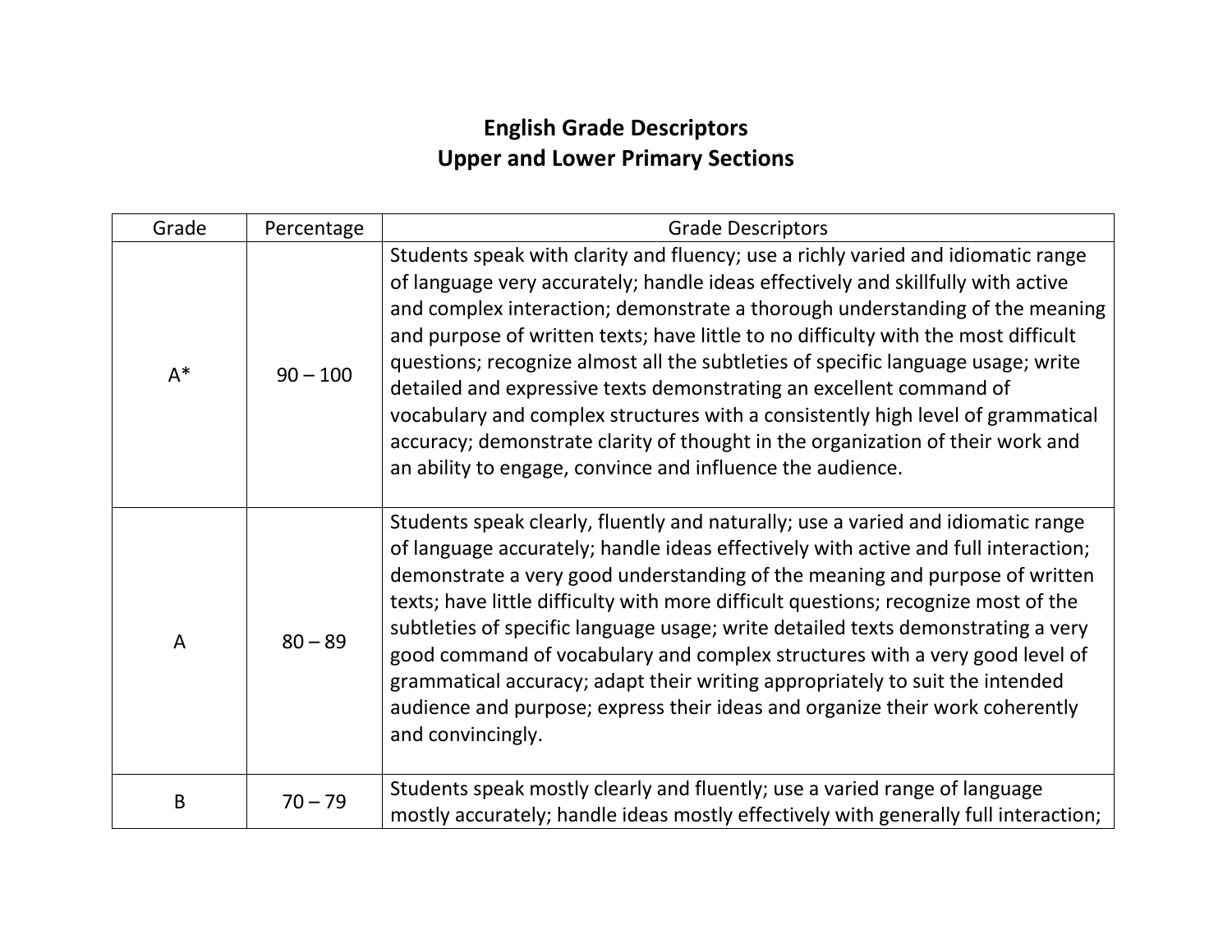# English Grade Descriptors
## Upper and Lower Primary Sections

| Grade | Percentage | Grade Descriptors |
|---|---|---|
| A* | 90 – 100 | Students speak with clarity and fluency; use a richly varied and idiomatic range of language very accurately; handle ideas effectively and skillfully with active and complex interaction; demonstrate a thorough understanding of the meaning and purpose of written texts; have little to no difficulty with the most difficult questions; recognize almost all the subtleties of specific language usage; write detailed and expressive texts demonstrating an excellent command of vocabulary and complex structures with a consistently high level of grammatical accuracy; demonstrate clarity of thought in the organization of their work and an ability to engage, convince and influence the audience. |
| A | 80 – 89 | Students speak clearly, fluently and naturally; use a varied and idiomatic range of language accurately; handle ideas effectively with active and full interaction; demonstrate a very good understanding of the meaning and purpose of written texts; have little difficulty with more difficult questions; recognize most of the subtleties of specific language usage; write detailed texts demonstrating a very good command of vocabulary and complex structures with a very good level of grammatical accuracy; adapt their writing appropriately to suit the intended audience and purpose; express their ideas and organize their work coherently and convincingly. |
| B | 70 – 79 | Students speak mostly clearly and fluently; use a varied range of language mostly accurately; handle ideas mostly effectively with generally full interaction; |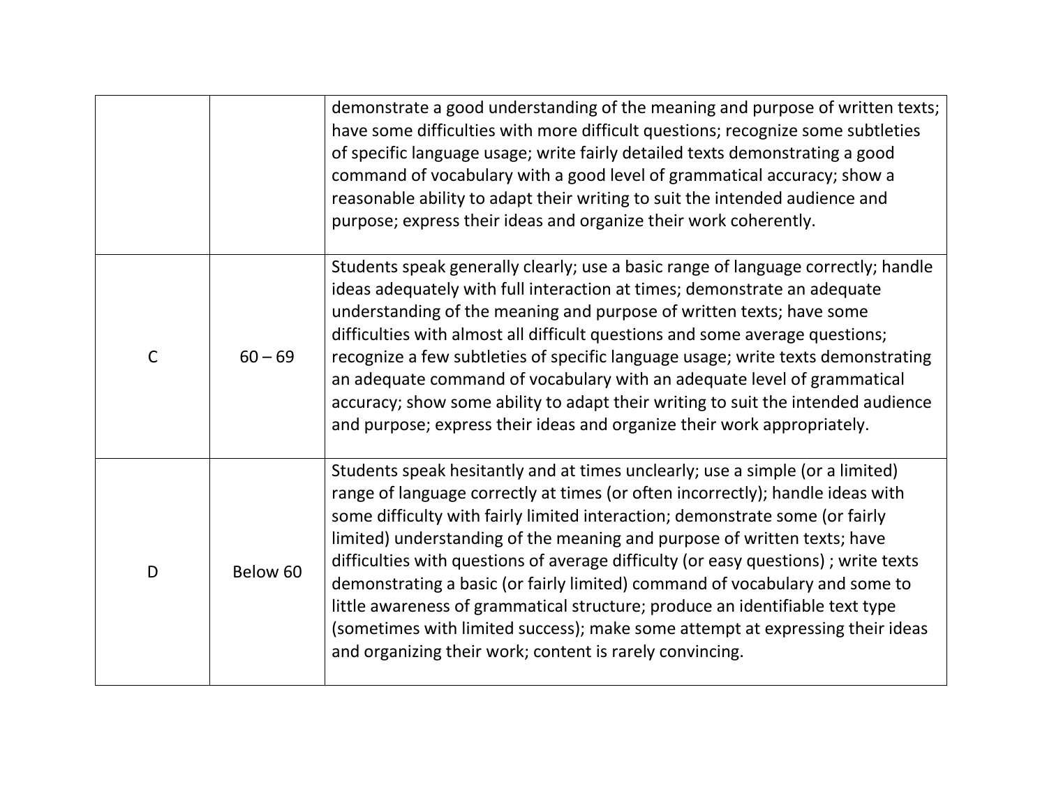| | | |
|---|---|---|
| | | demonstrate a good understanding of the meaning and purpose of written texts; have some difficulties with more difficult questions; recognize some subtleties of specific language usage; write fairly detailed texts demonstrating a good command of vocabulary with a good level of grammatical accuracy; show a reasonable ability to adapt their writing to suit the intended audience and purpose; express their ideas and organize their work coherently. |
| C | 60 – 69 | Students speak generally clearly; use a basic range of language correctly; handle ideas adequately with full interaction at times; demonstrate an adequate understanding of the meaning and purpose of written texts; have some difficulties with almost all difficult questions and some average questions; recognize a few subtleties of specific language usage; write texts demonstrating an adequate command of vocabulary with an adequate level of grammatical accuracy; show some ability to adapt their writing to suit the intended audience and purpose; express their ideas and organize their work appropriately. |
| D | Below 60 | Students speak hesitantly and at times unclearly; use a simple (or a limited) range of language correctly at times (or often incorrectly); handle ideas with some difficulty with fairly limited interaction; demonstrate some (or fairly limited) understanding of the meaning and purpose of written texts; have difficulties with questions of average difficulty (or easy questions) ; write texts demonstrating a basic (or fairly limited) command of vocabulary and some to little awareness of grammatical structure; produce an identifiable text type (sometimes with limited success); make some attempt at expressing their ideas and organizing their work; content is rarely convincing. |